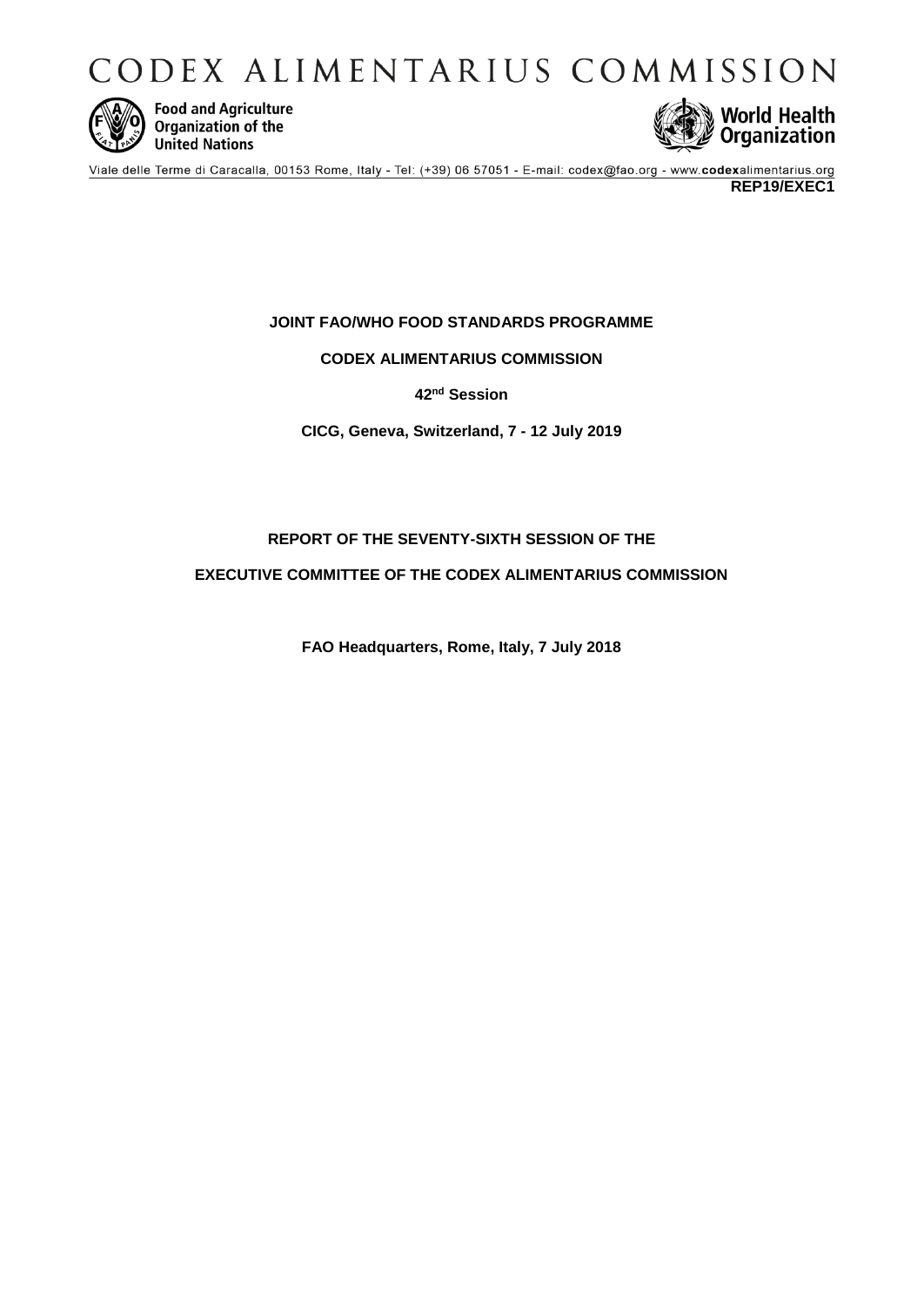# CODEX ALIMENTARIUS COMMISSION

Food and Agriculture Organization of the United Nations

World Health Organization

Viale delle Terme di Caracalla, 00153 Rome, Italy - Tel: (+39) 06 57051 - E-mail: codex@fao.org - www.codexalimentarius.org

**REP19/EXEC1**

**JOINT FAO/WHO FOOD STANDARDS PROGRAMME**

**CODEX ALIMENTARIUS COMMISSION**

**42nd Session**

**CICG, Geneva, Switzerland, 7 - 12 July 2019**

**REPORT OF THE SEVENTY-SIXTH SESSION OF THE**

**EXECUTIVE COMMITTEE OF THE CODEX ALIMENTARIUS COMMISSION**

**FAO Headquarters, Rome, Italy, 7 July 2018**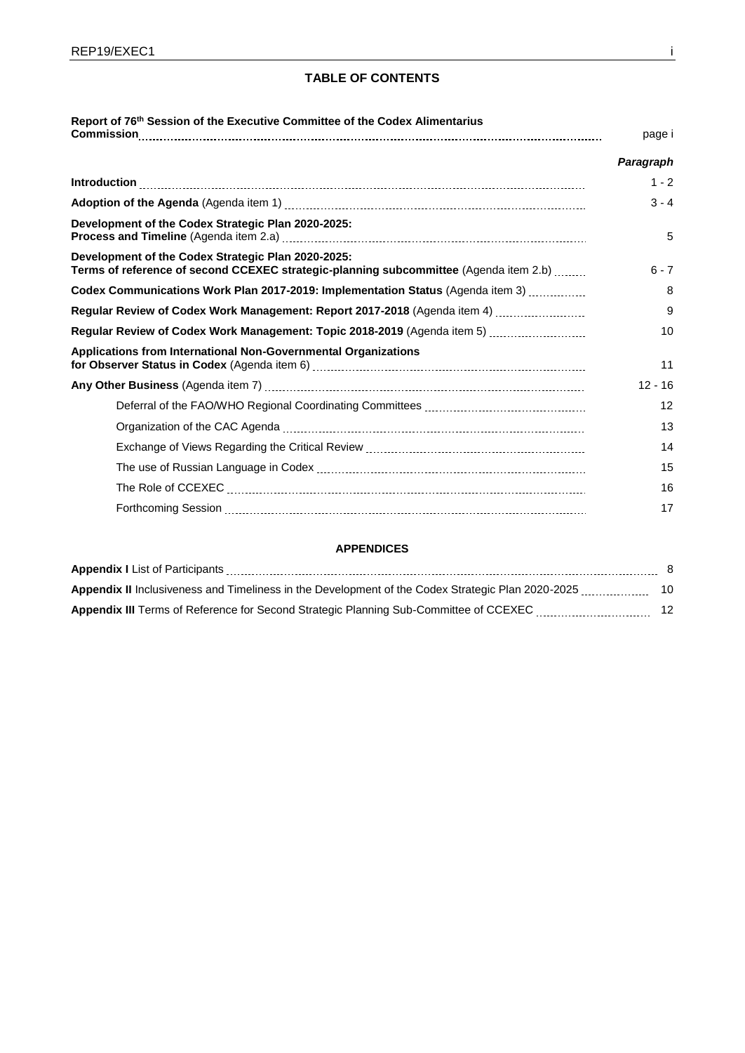## TABLE OF CONTENTS

| | |
|---|---|
| **Report of 76th Session of the Executive Committee of the Codex Alimentarius Commission** | page i |
| | ***Paragraph*** |
| **Introduction** | 1 - 2 |
| **Adoption of the Agenda** (Agenda item 1) | 3 - 4 |
| **Development of the Codex Strategic Plan 2020-2025: Process and Timeline** (Agenda item 2.a) | 5 |
| **Development of the Codex Strategic Plan 2020-2025: Terms of reference of second CCEXEC strategic-planning subcommittee** (Agenda item 2.b) | 6 - 7 |
| **Codex Communications Work Plan 2017-2019: Implementation Status** (Agenda item 3) | 8 |
| **Regular Review of Codex Work Management: Report 2017-2018** (Agenda item 4) | 9 |
| **Regular Review of Codex Work Management: Topic 2018-2019** (Agenda item 5) | 10 |
| **Applications from International Non-Governmental Organizations for Observer Status in Codex** (Agenda item 6) | 11 |
| **Any Other Business** (Agenda item 7) | 12 - 16 |
| Deferral of the FAO/WHO Regional Coordinating Committees | 12 |
| Organization of the CAC Agenda | 13 |
| Exchange of Views Regarding the Critical Review | 14 |
| The use of Russian Language in Codex | 15 |
| The Role of CCEXEC | 16 |
| Forthcoming Session | 17 |

### APPENDICES

| | |
|---|---|
| **Appendix I** List of Participants | 8 |
| **Appendix II** Inclusiveness and Timeliness in the Development of the Codex Strategic Plan 2020-2025 | 10 |
| **Appendix III** Terms of Reference for Second Strategic Planning Sub-Committee of CCEXEC | 12 |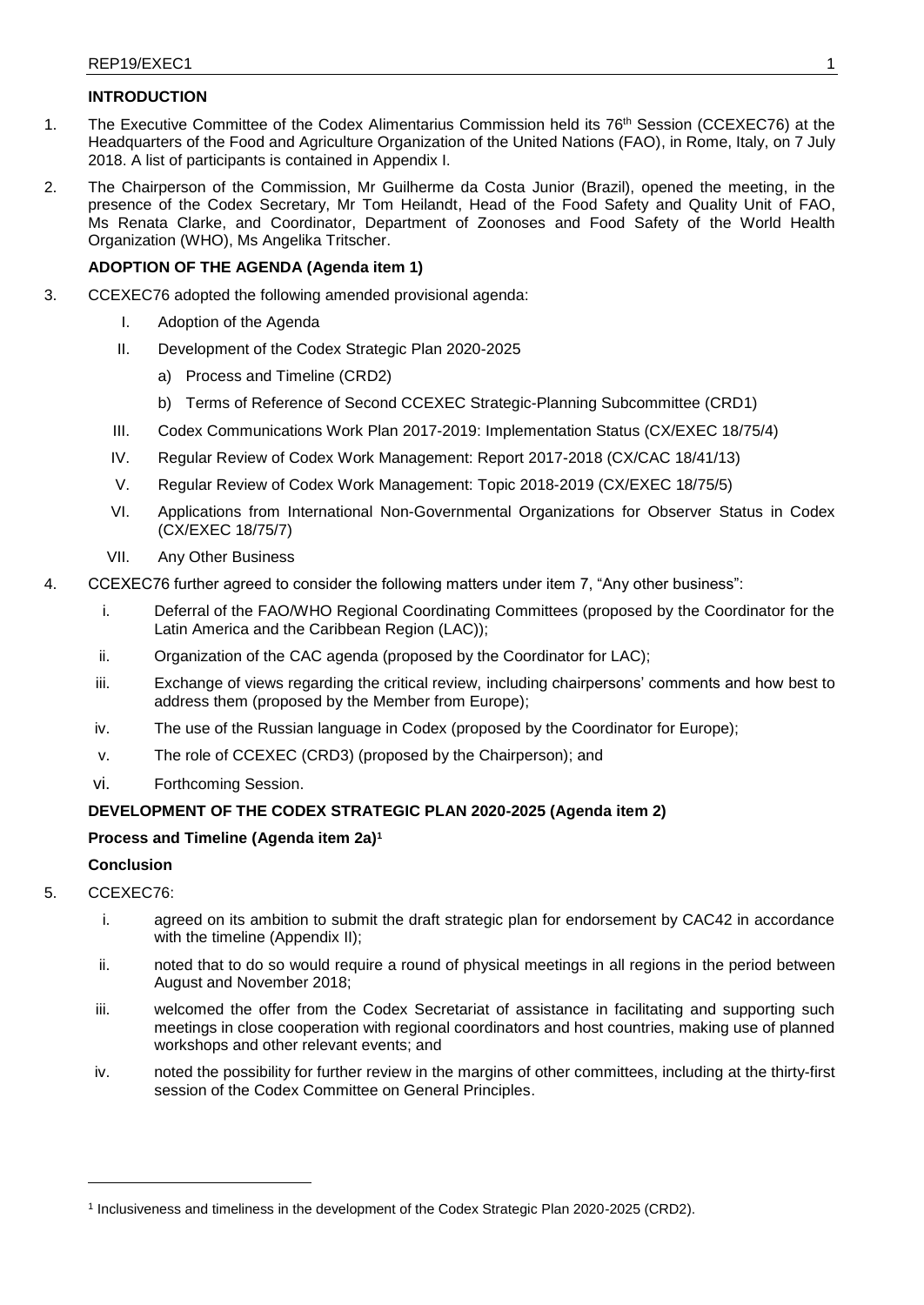## INTRODUCTION

1. The Executive Committee of the Codex Alimentarius Commission held its 76th Session (CCEXEC76) at the Headquarters of the Food and Agriculture Organization of the United Nations (FAO), in Rome, Italy, on 7 July 2018. A list of participants is contained in Appendix I.

2. The Chairperson of the Commission, Mr Guilherme da Costa Junior (Brazil), opened the meeting, in the presence of the Codex Secretary, Mr Tom Heilandt, Head of the Food Safety and Quality Unit of FAO, Ms Renata Clarke, and Coordinator, Department of Zoonoses and Food Safety of the World Health Organization (WHO), Ms Angelika Tritscher.

## ADOPTION OF THE AGENDA (Agenda item 1)

3. CCEXEC76 adopted the following amended provisional agenda:
   - I. Adoption of the Agenda
   - II. Development of the Codex Strategic Plan 2020-2025
     - a) Process and Timeline (CRD2)
     - b) Terms of Reference of Second CCEXEC Strategic-Planning Subcommittee (CRD1)
   - III. Codex Communications Work Plan 2017-2019: Implementation Status (CX/EXEC 18/75/4)
   - IV. Regular Review of Codex Work Management: Report 2017-2018 (CX/CAC 18/41/13)
   - V. Regular Review of Codex Work Management: Topic 2018-2019 (CX/EXEC 18/75/5)
   - VI. Applications from International Non-Governmental Organizations for Observer Status in Codex (CX/EXEC 18/75/7)
   - VII. Any Other Business

4. CCEXEC76 further agreed to consider the following matters under item 7, "Any other business":
   - i. Deferral of the FAO/WHO Regional Coordinating Committees (proposed by the Coordinator for the Latin America and the Caribbean Region (LAC));
   - ii. Organization of the CAC agenda (proposed by the Coordinator for LAC);
   - iii. Exchange of views regarding the critical review, including chairpersons' comments and how best to address them (proposed by the Member from Europe);
   - iv. The use of the Russian language in Codex (proposed by the Coordinator for Europe);
   - v. The role of CCEXEC (CRD3) (proposed by the Chairperson); and
   - vi. Forthcoming Session.

## DEVELOPMENT OF THE CODEX STRATEGIC PLAN 2020-2025 (Agenda item 2)

### Process and Timeline (Agenda item 2a)[1]

### Conclusion

5. CCEXEC76:
   - i. agreed on its ambition to submit the draft strategic plan for endorsement by CAC42 in accordance with the timeline (Appendix II);
   - ii. noted that to do so would require a round of physical meetings in all regions in the period between August and November 2018;
   - iii. welcomed the offer from the Codex Secretariat of assistance in facilitating and supporting such meetings in close cooperation with regional coordinators and host countries, making use of planned workshops and other relevant events; and
   - iv. noted the possibility for further review in the margins of other committees, including at the thirty-first session of the Codex Committee on General Principles.

[1] Inclusiveness and timeliness in the development of the Codex Strategic Plan 2020-2025 (CRD2).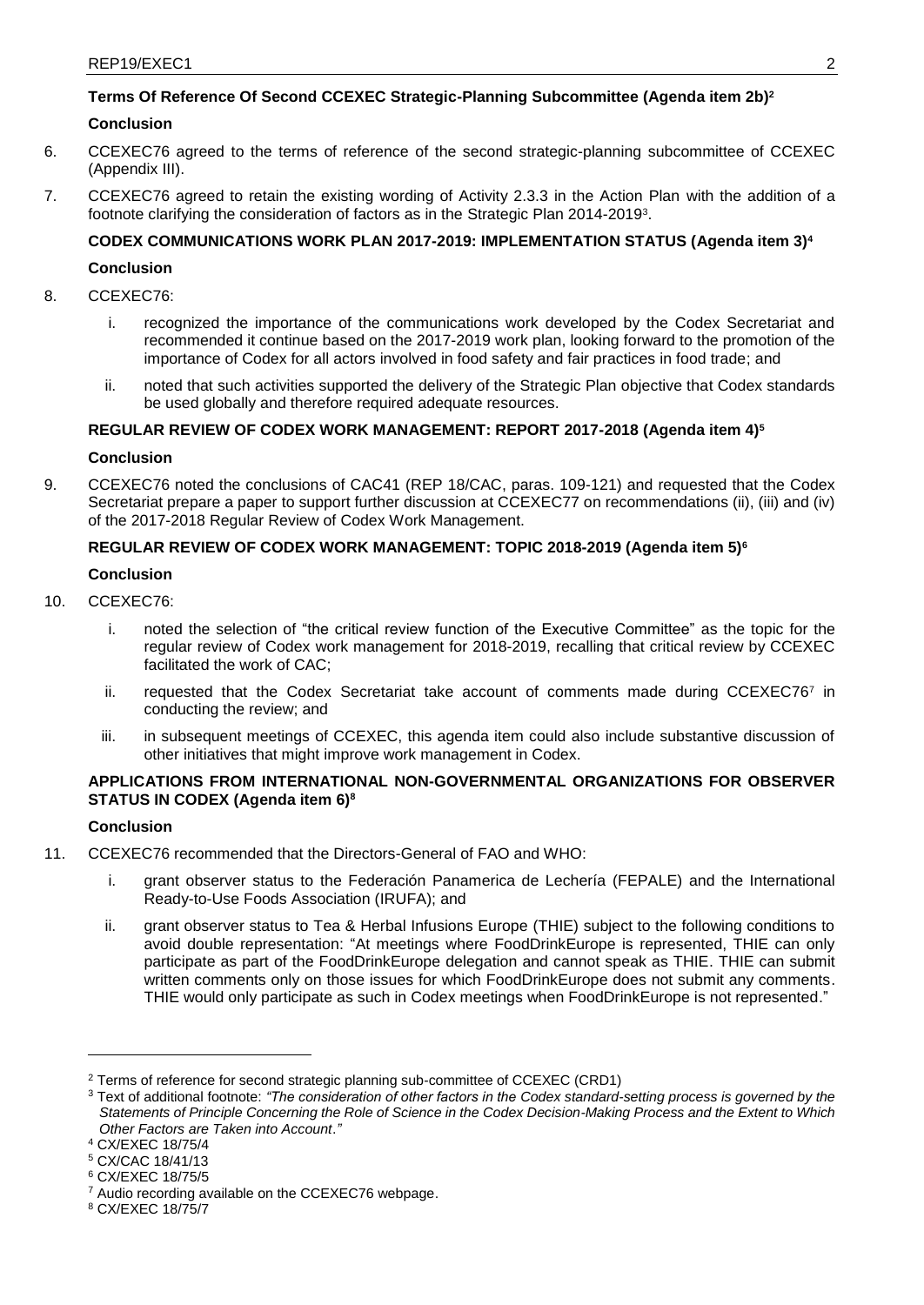### Terms Of Reference Of Second CCEXEC Strategic-Planning Subcommittee (Agenda item 2b)[2]

**Conclusion**

6. CCEXEC76 agreed to the terms of reference of the second strategic-planning subcommittee of CCEXEC (Appendix III).

7. CCEXEC76 agreed to retain the existing wording of Activity 2.3.3 in the Action Plan with the addition of a footnote clarifying the consideration of factors as in the Strategic Plan 2014-2019[3].

### CODEX COMMUNICATIONS WORK PLAN 2017-2019: IMPLEMENTATION STATUS (Agenda item 3)[4]

**Conclusion**

8. CCEXEC76:

   i. recognized the importance of the communications work developed by the Codex Secretariat and recommended it continue based on the 2017-2019 work plan, looking forward to the promotion of the importance of Codex for all actors involved in food safety and fair practices in food trade; and

   ii. noted that such activities supported the delivery of the Strategic Plan objective that Codex standards be used globally and therefore required adequate resources.

### REGULAR REVIEW OF CODEX WORK MANAGEMENT: REPORT 2017-2018 (Agenda item 4)[5]

**Conclusion**

9. CCEXEC76 noted the conclusions of CAC41 (REP 18/CAC, paras. 109-121) and requested that the Codex Secretariat prepare a paper to support further discussion at CCEXEC77 on recommendations (ii), (iii) and (iv) of the 2017-2018 Regular Review of Codex Work Management.

### REGULAR REVIEW OF CODEX WORK MANAGEMENT: TOPIC 2018-2019 (Agenda item 5)[6]

**Conclusion**

10. CCEXEC76:

    i. noted the selection of "the critical review function of the Executive Committee" as the topic for the regular review of Codex work management for 2018-2019, recalling that critical review by CCEXEC facilitated the work of CAC;

    ii. requested that the Codex Secretariat take account of comments made during CCEXEC76[7] in conducting the review; and

    iii. in subsequent meetings of CCEXEC, this agenda item could also include substantive discussion of other initiatives that might improve work management in Codex.

### APPLICATIONS FROM INTERNATIONAL NON-GOVERNMENTAL ORGANIZATIONS FOR OBSERVER STATUS IN CODEX (Agenda item 6)[8]

**Conclusion**

11. CCEXEC76 recommended that the Directors-General of FAO and WHO:

    i. grant observer status to the Federación Panamerica de Lechería (FEPALE) and the International Ready-to-Use Foods Association (IRUFA); and

    ii. grant observer status to Tea & Herbal Infusions Europe (THIE) subject to the following conditions to avoid double representation: "At meetings where FoodDrinkEurope is represented, THIE can only participate as part of the FoodDrinkEurope delegation and cannot speak as THIE. THIE can submit written comments only on those issues for which FoodDrinkEurope does not submit any comments. THIE would only participate as such in Codex meetings when FoodDrinkEurope is not represented."

---

[2] Terms of reference for second strategic planning sub-committee of CCEXEC (CRD1)

[3] Text of additional footnote: *"The consideration of other factors in the Codex standard-setting process is governed by the Statements of Principle Concerning the Role of Science in the Codex Decision-Making Process and the Extent to Which Other Factors are Taken into Account."*

[4] CX/EXEC 18/75/4

[5] CX/CAC 18/41/13

[6] CX/EXEC 18/75/5

[7] Audio recording available on the CCEXEC76 webpage.

[8] CX/EXEC 18/75/7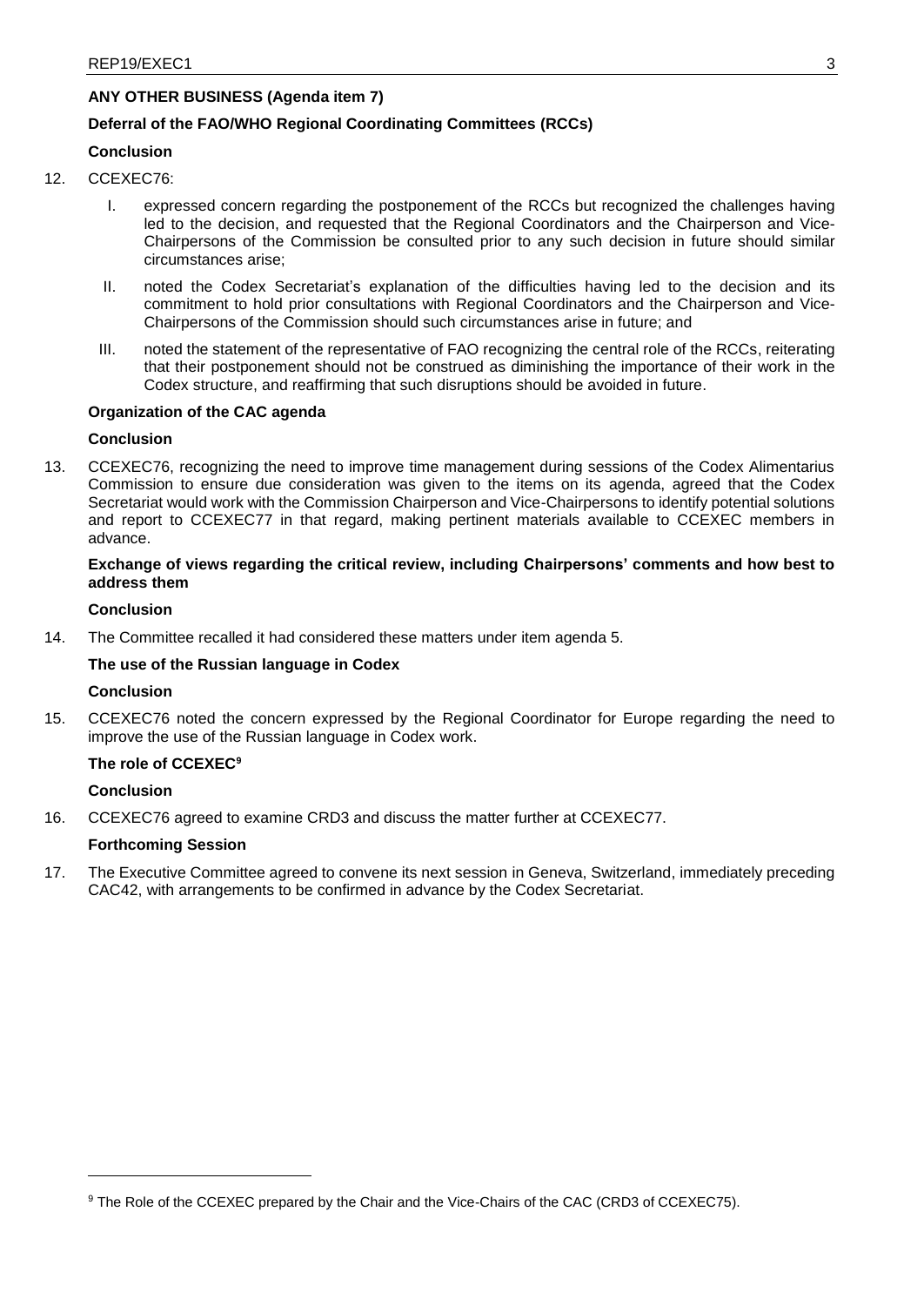## ANY OTHER BUSINESS (Agenda item 7)

### Deferral of the FAO/WHO Regional Coordinating Committees (RCCs)

**Conclusion**

12. CCEXEC76:

    I. expressed concern regarding the postponement of the RCCs but recognized the challenges having led to the decision, and requested that the Regional Coordinators and the Chairperson and Vice-Chairpersons of the Commission be consulted prior to any such decision in future should similar circumstances arise;

    II. noted the Codex Secretariat's explanation of the difficulties having led to the decision and its commitment to hold prior consultations with Regional Coordinators and the Chairperson and Vice-Chairpersons of the Commission should such circumstances arise in future; and

    III. noted the statement of the representative of FAO recognizing the central role of the RCCs, reiterating that their postponement should not be construed as diminishing the importance of their work in the Codex structure, and reaffirming that such disruptions should be avoided in future.

### Organization of the CAC agenda

**Conclusion**

13. CCEXEC76, recognizing the need to improve time management during sessions of the Codex Alimentarius Commission to ensure due consideration was given to the items on its agenda, agreed that the Codex Secretariat would work with the Commission Chairperson and Vice-Chairpersons to identify potential solutions and report to CCEXEC77 in that regard, making pertinent materials available to CCEXEC members in advance.

### Exchange of views regarding the critical review, including Chairpersons' comments and how best to address them

**Conclusion**

14. The Committee recalled it had considered these matters under item agenda 5.

### The use of the Russian language in Codex

**Conclusion**

15. CCEXEC76 noted the concern expressed by the Regional Coordinator for Europe regarding the need to improve the use of the Russian language in Codex work.

### The role of CCEXEC[9]

**Conclusion**

16. CCEXEC76 agreed to examine CRD3 and discuss the matter further at CCEXEC77.

### Forthcoming Session

17. The Executive Committee agreed to convene its next session in Geneva, Switzerland, immediately preceding CAC42, with arrangements to be confirmed in advance by the Codex Secretariat.

---

[9] The Role of the CCEXEC prepared by the Chair and the Vice-Chairs of the CAC (CRD3 of CCEXEC75).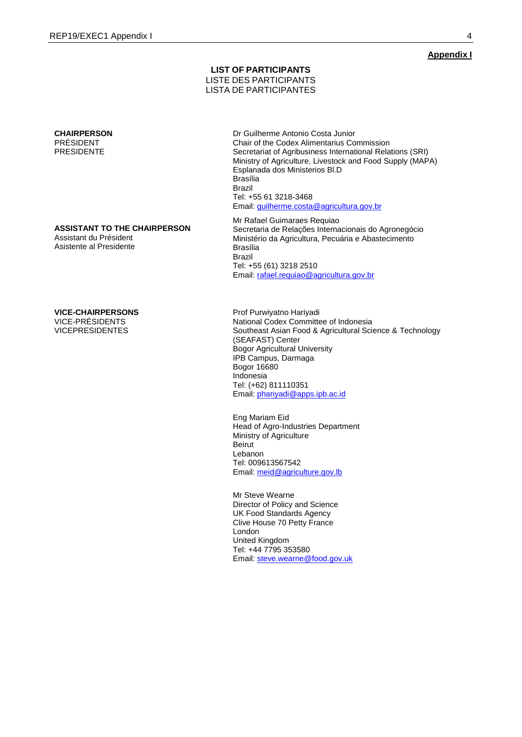**Appendix I**

**LIST OF PARTICIPANTS**
LISTE DES PARTICIPANTS
LISTA DE PARTICIPANTES

**CHAIRPERSON**
PRÉSIDENT
PRESIDENTE

Dr Guilherme Antonio Costa Junior
Chair of the Codex Alimentarius Commission
Secretariat of Agribusiness International Relations (SRI)
Ministry of Agriculture, Livestock and Food Supply (MAPA)
Esplanada dos Ministerios Bl.D
Brasília
Brazil
Tel: +55 61 3218-3468
Email: guilherme.costa@agricultura.gov.br

**ASSISTANT TO THE CHAIRPERSON**
Assistant du Président
Asistente al Presidente

Mr Rafael Guimaraes Requiao
Secretaria de Relações Internacionais do Agronegócio
Ministério da Agricultura, Pecuária e Abastecimento
Brasília
Brazil
Tel: +55 (61) 3218 2510
Email: rafael.requiao@agricultura.gov.br

**VICE-CHAIRPERSONS**
VICE-PRÉSIDENTS
VICEPRESIDENTES

Prof Purwiyatno Hariyadi
National Codex Committee of Indonesia
Southeast Asian Food & Agricultural Science & Technology (SEAFAST) Center
Bogor Agricultural University
IPB Campus, Darmaga
Bogor 16680
Indonesia
Tel: (+62) 811110351
Email: phariyadi@apps.ipb.ac.id

Eng Mariam Eid
Head of Agro-Industries Department
Ministry of Agriculture
Beirut
Lebanon
Tel: 009613567542
Email: meid@agriculture.gov.lb

Mr Steve Wearne
Director of Policy and Science
UK Food Standards Agency
Clive House 70 Petty France
London
United Kingdom
Tel: +44 7795 353580
Email: steve.wearne@food.gov.uk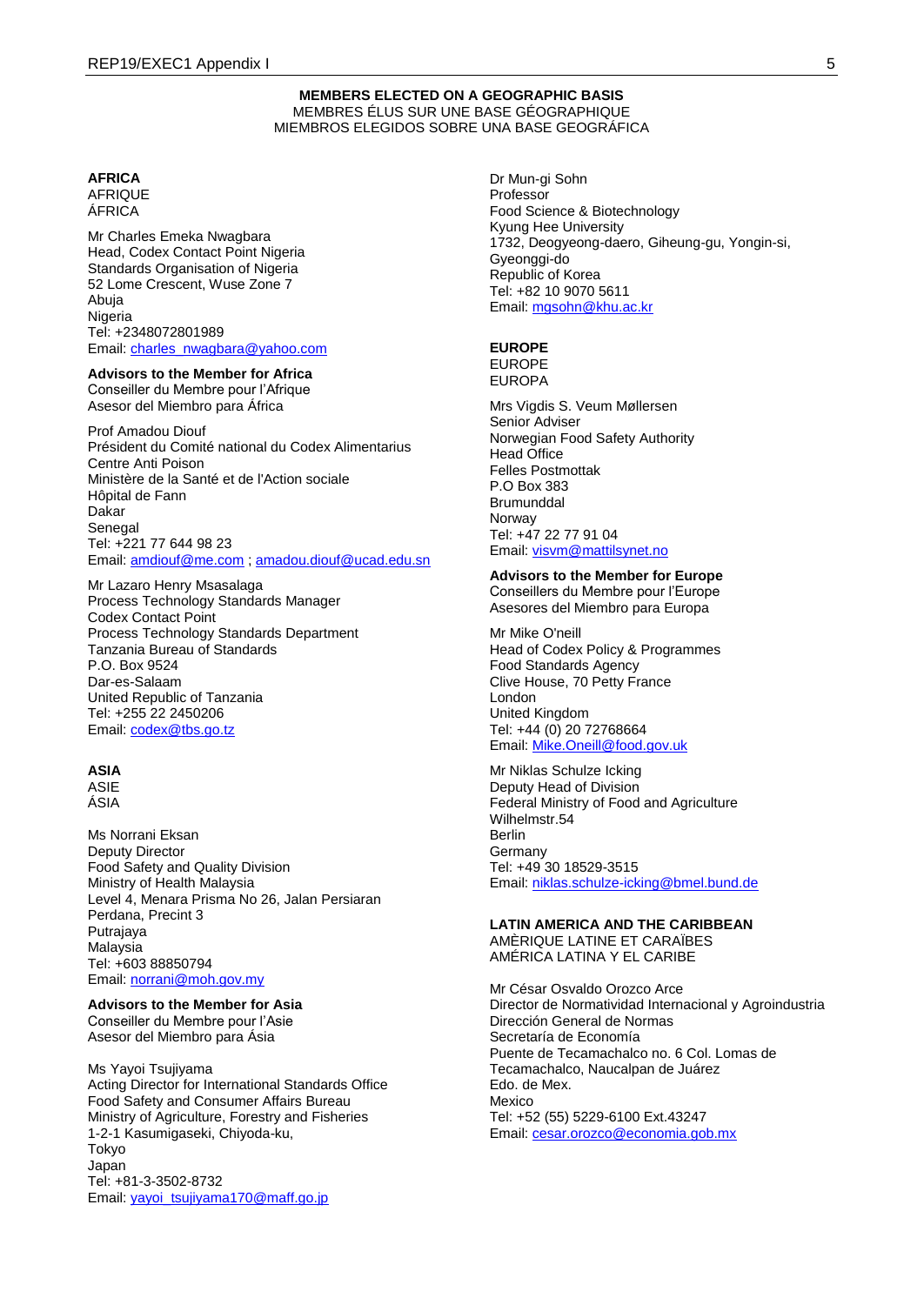**MEMBERS ELECTED ON A GEOGRAPHIC BASIS**
MEMBRES ÉLUS SUR UNE BASE GÉOGRAPHIQUE
MIEMBROS ELEGIDOS SOBRE UNA BASE GEOGRÁFICA

**AFRICA**
AFRIQUE
ÁFRICA

Mr Charles Emeka Nwagbara
Head, Codex Contact Point Nigeria
Standards Organisation of Nigeria
52 Lome Crescent, Wuse Zone 7
Abuja
Nigeria
Tel: +2348072801989
Email: charles_nwagbara@yahoo.com

**Advisors to the Member for Africa**
Conseiller du Membre pour l'Afrique
Asesor del Miembro para África

Prof Amadou Diouf
Président du Comité national du Codex Alimentarius
Centre Anti Poison
Ministère de la Santé et de l'Action sociale
Hôpital de Fann
Dakar
Senegal
Tel: +221 77 644 98 23
Email: amdiouf@me.com ; amadou.diouf@ucad.edu.sn

Mr Lazaro Henry Msasalaga
Process Technology Standards Manager
Codex Contact Point
Process Technology Standards Department
Tanzania Bureau of Standards
P.O. Box 9524
Dar-es-Salaam
United Republic of Tanzania
Tel: +255 22 2450206
Email: codex@tbs.go.tz

**ASIA**
ASIE
ÁSIA

Ms Norrani Eksan
Deputy Director
Food Safety and Quality Division
Ministry of Health Malaysia
Level 4, Menara Prisma No 26, Jalan Persiaran Perdana, Precint 3
Putrajaya
Malaysia
Tel: +603 88850794
Email: norrani@moh.gov.my

**Advisors to the Member for Asia**
Conseiller du Membre pour l'Asie
Asesor del Miembro para Ásia

Ms Yayoi Tsujiyama
Acting Director for International Standards Office
Food Safety and Consumer Affairs Bureau
Ministry of Agriculture, Forestry and Fisheries
1-2-1 Kasumigaseki, Chiyoda-ku,
Tokyo
Japan
Tel: +81-3-3502-8732
Email: yayoi_tsujiyama170@maff.go.jp

Dr Mun-gi Sohn
Professor
Food Science & Biotechnology
Kyung Hee University
1732, Deogyeong-daero, Giheung-gu, Yongin-si, Gyeonggi-do
Republic of Korea
Tel: +82 10 9070 5611
Email: mgsohn@khu.ac.kr

**EUROPE**
EUROPE
EUROPA

Mrs Vigdis S. Veum Møllersen
Senior Adviser
Norwegian Food Safety Authority
Head Office
Felles Postmottak
P.O Box 383
Brumunddal
Norway
Tel: +47 22 77 91 04
Email: visvm@mattilsynet.no

**Advisors to the Member for Europe**
Conseillers du Membre pour l'Europe
Asesores del Miembro para Europa

Mr Mike O'neill
Head of Codex Policy & Programmes
Food Standards Agency
Clive House, 70 Petty France
London
United Kingdom
Tel: +44 (0) 20 72768664
Email: Mike.Oneill@food.gov.uk

Mr Niklas Schulze Icking
Deputy Head of Division
Federal Ministry of Food and Agriculture
Wilhelmstr.54
Berlin
Germany
Tel: +49 30 18529-3515
Email: niklas.schulze-icking@bmel.bund.de

**LATIN AMERICA AND THE CARIBBEAN**
AMÈRIQUE LATINE ET CARAÏBES
AMÉRICA LATINA Y EL CARIBE

Mr César Osvaldo Orozco Arce
Director de Normatividad Internacional y Agroindustria
Dirección General de Normas
Secretaría de Economía
Puente de Tecamachalco no. 6 Col. Lomas de Tecamachalco, Naucalpan de Juárez
Edo. de Mex.
Mexico
Tel: +52 (55) 5229-6100 Ext.43247
Email: cesar.orozco@economia.gob.mx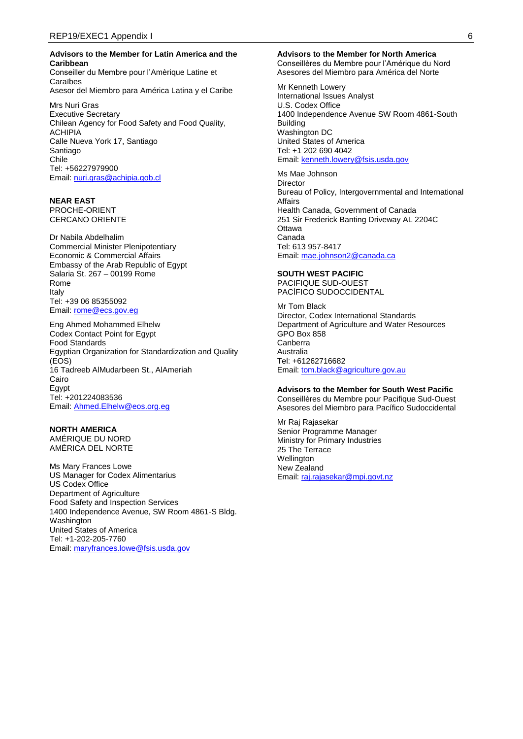**Advisors to the Member for Latin America and the Caribbean**
Conseiller du Membre pour l'Amèrique Latine et Caraïbes
Asesor del Miembro para América Latina y el Caribe

Mrs Nuri Gras
Executive Secretary
Chilean Agency for Food Safety and Food Quality, ACHIPIA
Calle Nueva York 17, Santiago
Santiago
Chile
Tel: +56227979900
Email: nuri.gras@achipia.gob.cl

**NEAR EAST**
PROCHE-ORIENT
CERCANO ORIENTE

Dr Nabila Abdelhalim
Commercial Minister Plenipotentiary
Economic & Commercial Affairs
Embassy of the Arab Republic of Egypt
Salaria St. 267 – 00199 Rome
Rome
Italy
Tel: +39 06 85355092
Email: rome@ecs.gov.eg

Eng Ahmed Mohammed Elhelw
Codex Contact Point for Egypt
Food Standards
Egyptian Organization for Standardization and Quality (EOS)
16 Tadreeb AlMudarbeen St., AlAmeriah
Cairo
Egypt
Tel: +201224083536
Email: Ahmed.Elhelw@eos.org.eg

**NORTH AMERICA**
AMÉRIQUE DU NORD
AMÉRICA DEL NORTE

Ms Mary Frances Lowe
US Manager for Codex Alimentarius
US Codex Office
Department of Agriculture
Food Safety and Inspection Services
1400 Independence Avenue, SW Room 4861-S Bldg.
Washington
United States of America
Tel: +1-202-205-7760
Email: maryfrances.lowe@fsis.usda.gov

**Advisors to the Member for North America**
Conseillères du Membre pour l'Amérique du Nord
Asesores del Miembro para América del Norte

Mr Kenneth Lowery
International Issues Analyst
U.S. Codex Office
1400 Independence Avenue SW Room 4861-South Building
Washington DC
United States of America
Tel: +1 202 690 4042
Email: kenneth.lowery@fsis.usda.gov

Ms Mae Johnson
Director
Bureau of Policy, Intergovernmental and International Affairs
Health Canada, Government of Canada
251 Sir Frederick Banting Driveway AL 2204C
Ottawa
Canada
Tel: 613 957-8417
Email: mae.johnson2@canada.ca

**SOUTH WEST PACIFIC**
PACIFIQUE SUD-OUEST
PACÍFICO SUDOCCIDENTAL

Mr Tom Black
Director, Codex International Standards
Department of Agriculture and Water Resources
GPO Box 858
Canberra
Australia
Tel: +61262716682
Email: tom.black@agriculture.gov.au

**Advisors to the Member for South West Pacific**
Conseillères du Membre pour Pacifique Sud-Ouest
Asesores del Miembro para Pacífico Sudoccidental

Mr Raj Rajasekar
Senior Programme Manager
Ministry for Primary Industries
25 The Terrace
Wellington
New Zealand
Email: raj.rajasekar@mpi.govt.nz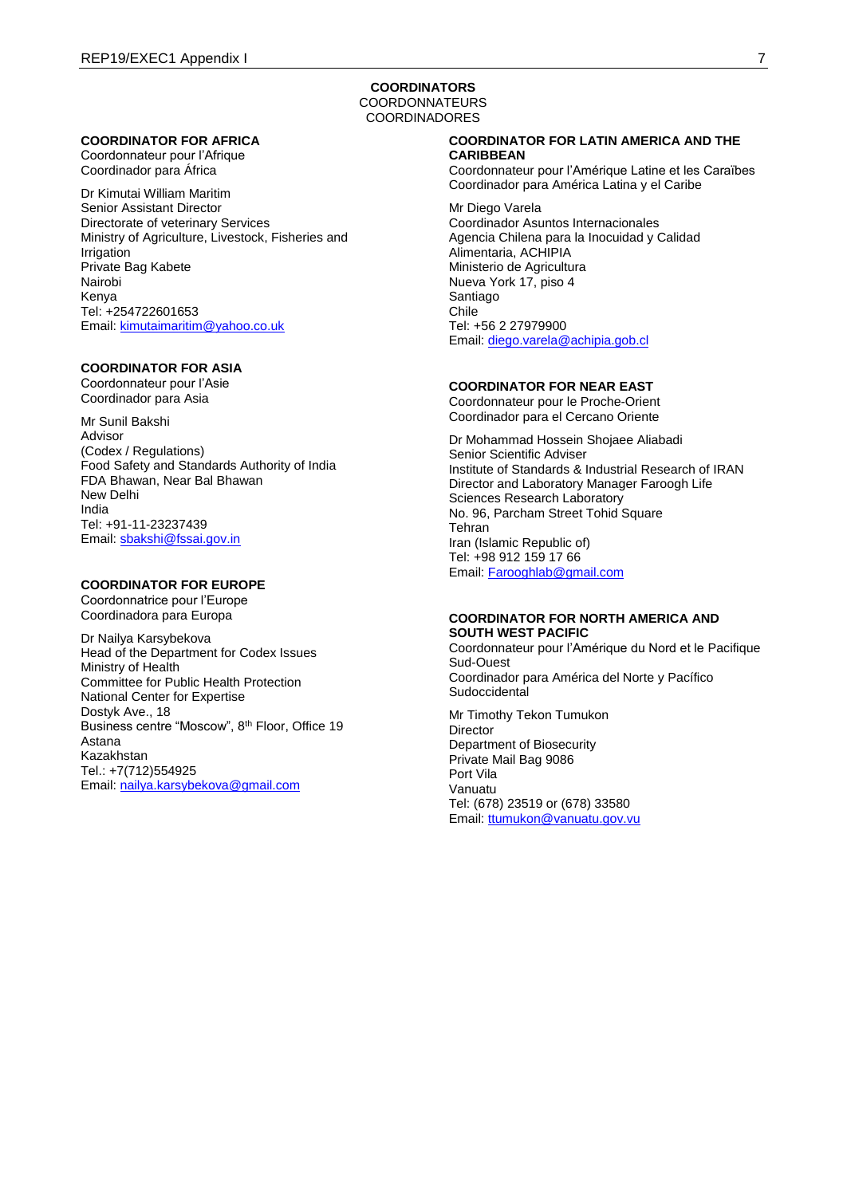**COORDINATORS**
COORDONNATEURS
COORDINADORES

**COORDINATOR FOR AFRICA**
Coordonnateur pour l'Afrique
Coordinador para África

Dr Kimutai William Maritim
Senior Assistant Director
Directorate of veterinary Services
Ministry of Agriculture, Livestock, Fisheries and Irrigation
Private Bag Kabete
Nairobi
Kenya
Tel: +254722601653
Email: kimutaimaritim@yahoo.co.uk

**COORDINATOR FOR ASIA**
Coordonnateur pour l'Asie
Coordinador para Asia

Mr Sunil Bakshi
Advisor
(Codex / Regulations)
Food Safety and Standards Authority of India
FDA Bhawan, Near Bal Bhawan
New Delhi
India
Tel: +91-11-23237439
Email: sbakshi@fssai.gov.in

**COORDINATOR FOR EUROPE**
Coordonnatrice pour l'Europe
Coordinadora para Europa

Dr Nailya Karsybekova
Head of the Department for Codex Issues
Ministry of Health
Committee for Public Health Protection
National Center for Expertise
Dostyk Ave., 18
Business centre "Moscow", 8th Floor, Office 19
Astana
Kazakhstan
Tel.: +7(712)554925
Email: nailya.karsybekova@gmail.com

**COORDINATOR FOR LATIN AMERICA AND THE CARIBBEAN**
Coordonnateur pour l'Amérique Latine et les Caraïbes
Coordinador para América Latina y el Caribe

Mr Diego Varela
Coordinador Asuntos Internacionales
Agencia Chilena para la Inocuidad y Calidad Alimentaria, ACHIPIA
Ministerio de Agricultura
Nueva York 17, piso 4
Santiago
Chile
Tel: +56 2 27979900
Email: diego.varela@achipia.gob.cl

**COORDINATOR FOR NEAR EAST**
Coordonnateur pour le Proche-Orient
Coordinador para el Cercano Oriente

Dr Mohammad Hossein Shojaee Aliabadi
Senior Scientific Adviser
Institute of Standards & Industrial Research of IRAN
Director and Laboratory Manager Faroogh Life Sciences Research Laboratory
No. 96, Parcham Street Tohid Square
Tehran
Iran (Islamic Republic of)
Tel: +98 912 159 17 66
Email: Farooghlab@gmail.com

**COORDINATOR FOR NORTH AMERICA AND SOUTH WEST PACIFIC**
Coordonnateur pour l'Amérique du Nord et le Pacifique Sud-Ouest
Coordinador para América del Norte y Pacífico Sudoccidental

Mr Timothy Tekon Tumukon
Director
Department of Biosecurity
Private Mail Bag 9086
Port Vila
Vanuatu
Tel: (678) 23519 or (678) 33580
Email: ttumukon@vanuatu.gov.vu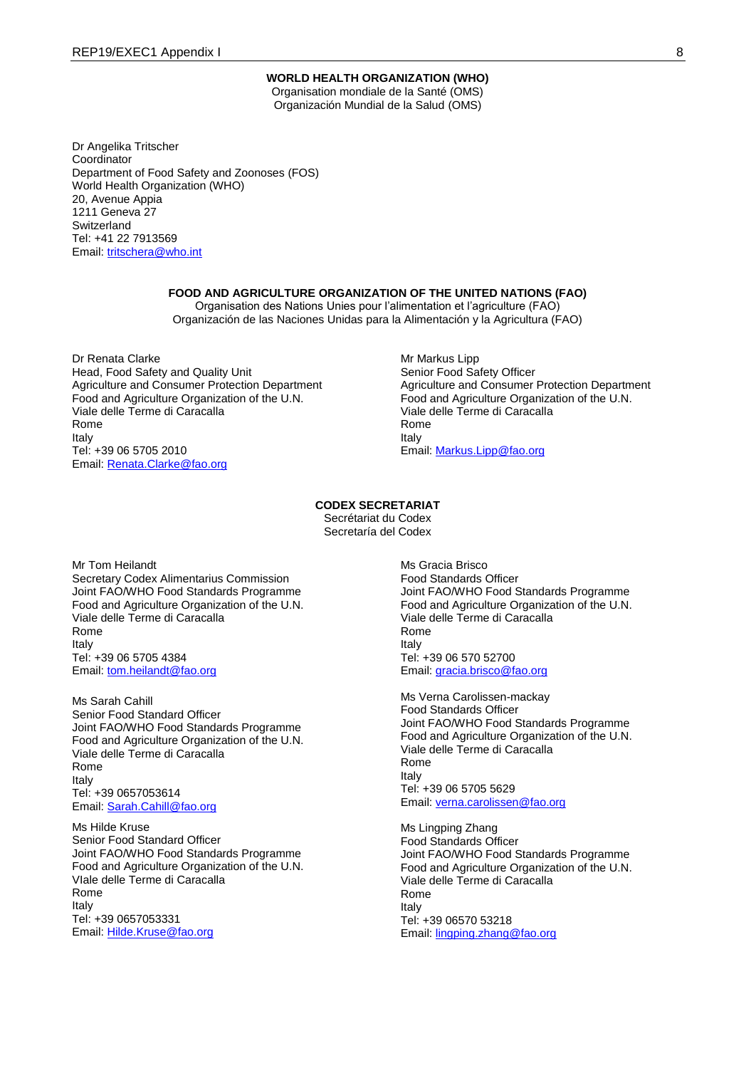**WORLD HEALTH ORGANIZATION (WHO)**
Organisation mondiale de la Santé (OMS)
Organización Mundial de la Salud (OMS)

Dr Angelika Tritscher
Coordinator
Department of Food Safety and Zoonoses (FOS)
World Health Organization (WHO)
20, Avenue Appia
1211 Geneva 27
Switzerland
Tel: +41 22 7913569
Email: tritschera@who.int

**FOOD AND AGRICULTURE ORGANIZATION OF THE UNITED NATIONS (FAO)**
Organisation des Nations Unies pour l'alimentation et l'agriculture (FAO)
Organización de las Naciones Unidas para la Alimentación y la Agricultura (FAO)

Dr Renata Clarke
Head, Food Safety and Quality Unit
Agriculture and Consumer Protection Department
Food and Agriculture Organization of the U.N.
Viale delle Terme di Caracalla
Rome
Italy
Tel: +39 06 5705 2010
Email: Renata.Clarke@fao.org

Mr Markus Lipp
Senior Food Safety Officer
Agriculture and Consumer Protection Department
Food and Agriculture Organization of the U.N.
Viale delle Terme di Caracalla
Rome
Italy
Email: Markus.Lipp@fao.org

**CODEX SECRETARIAT**
Secrétariat du Codex
Secretaría del Codex

Mr Tom Heilandt
Secretary Codex Alimentarius Commission
Joint FAO/WHO Food Standards Programme
Food and Agriculture Organization of the U.N.
Viale delle Terme di Caracalla
Rome
Italy
Tel: +39 06 5705 4384
Email: tom.heilandt@fao.org

Ms Sarah Cahill
Senior Food Standard Officer
Joint FAO/WHO Food Standards Programme
Food and Agriculture Organization of the U.N.
Viale delle Terme di Caracalla
Rome
Italy
Tel: +39 0657053614
Email: Sarah.Cahill@fao.org

Ms Hilde Kruse
Senior Food Standard Officer
Joint FAO/WHO Food Standards Programme
Food and Agriculture Organization of the U.N.
VIale delle Terme di Caracalla
Rome
Italy
Tel: +39 0657053331
Email: Hilde.Kruse@fao.org

Ms Gracia Brisco
Food Standards Officer
Joint FAO/WHO Food Standards Programme
Food and Agriculture Organization of the U.N.
Viale delle Terme di Caracalla
Rome
Italy
Tel: +39 06 570 52700
Email: gracia.brisco@fao.org

Ms Verna Carolissen-mackay
Food Standards Officer
Joint FAO/WHO Food Standards Programme
Food and Agriculture Organization of the U.N.
Viale delle Terme di Caracalla
Rome
Italy
Tel: +39 06 5705 5629
Email: verna.carolissen@fao.org

Ms Lingping Zhang
Senior Food Standards Officer
Joint FAO/WHO Food Standards Programme
Food and Agriculture Organization of the U.N.
Viale delle Terme di Caracalla
Rome
Italy
Tel: +39 06570 53218
Email: lingping.zhang@fao.org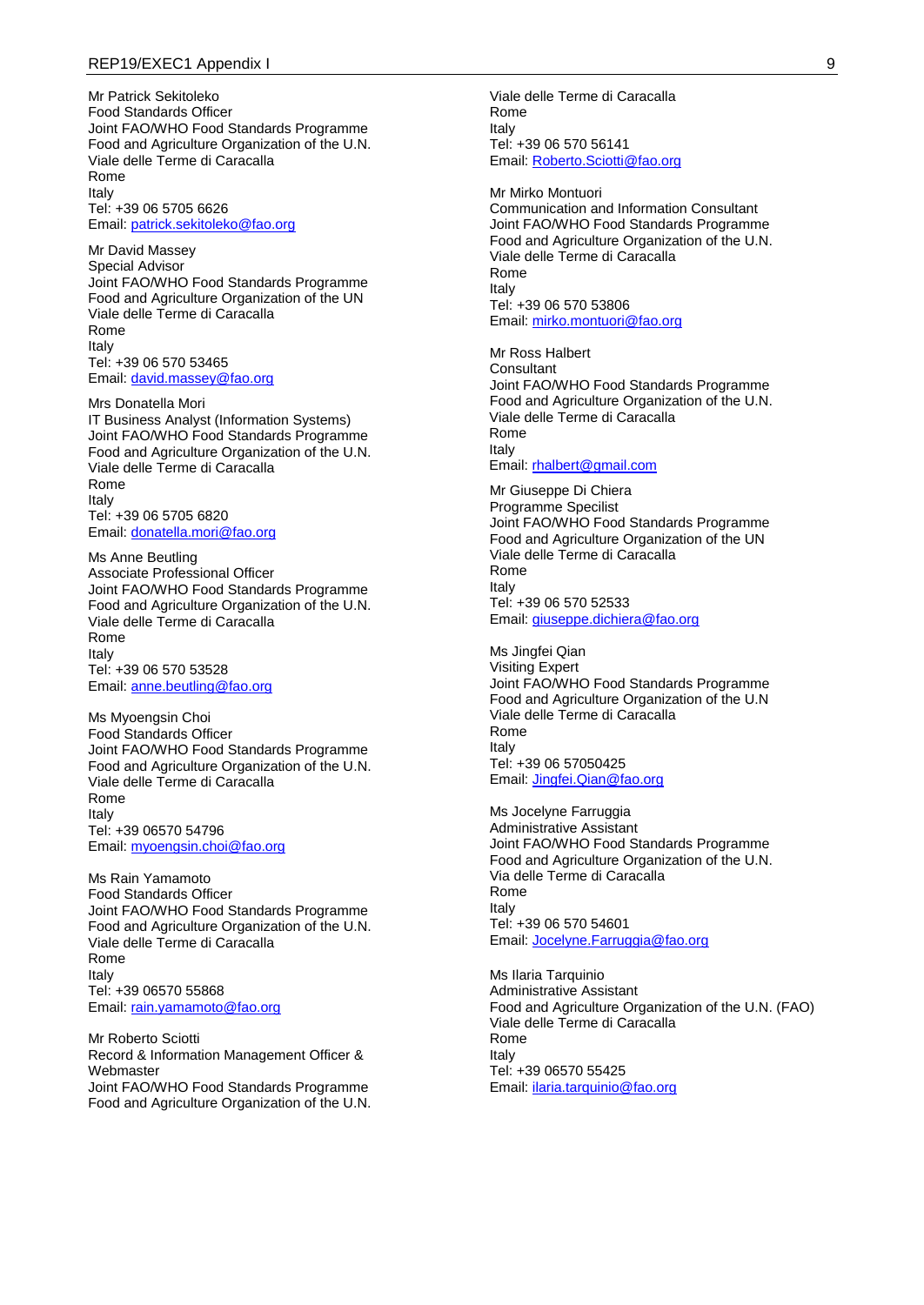Mr Patrick Sekitoleko
Food Standards Officer
Joint FAO/WHO Food Standards Programme
Food and Agriculture Organization of the U.N.
Viale delle Terme di Caracalla
Rome
Italy
Tel: +39 06 5705 6626
Email: patrick.sekitoleko@fao.org

Mr David Massey
Special Advisor
Joint FAO/WHO Food Standards Programme
Food and Agriculture Organization of the UN
Viale delle Terme di Caracalla
Rome
Italy
Tel: +39 06 570 53465
Email: david.massey@fao.org

Mrs Donatella Mori
IT Business Analyst (Information Systems)
Joint FAO/WHO Food Standards Programme
Food and Agriculture Organization of the U.N.
Viale delle Terme di Caracalla
Rome
Italy
Tel: +39 06 5705 6820
Email: donatella.mori@fao.org

Ms Anne Beutling
Associate Professional Officer
Joint FAO/WHO Food Standards Programme
Food and Agriculture Organization of the U.N.
Viale delle Terme di Caracalla
Rome
Italy
Tel: +39 06 570 53528
Email: anne.beutling@fao.org

Ms Myoengsin Choi
Food Standards Officer
Joint FAO/WHO Food Standards Programme
Food and Agriculture Organization of the U.N.
Viale delle Terme di Caracalla
Rome
Italy
Tel: +39 06570 54796
Email: myoengsin.choi@fao.org

Ms Rain Yamamoto
Food Standards Officer
Joint FAO/WHO Food Standards Programme
Food and Agriculture Organization of the U.N.
Viale delle Terme di Caracalla
Rome
Italy
Tel: +39 06570 55868
Email: rain.yamamoto@fao.org

Mr Roberto Sciotti
Record & Information Management Officer & Webmaster
Joint FAO/WHO Food Standards Programme
Food and Agriculture Organization of the U.N.
Viale delle Terme di Caracalla
Rome
Italy
Tel: +39 06 570 56141
Email: Roberto.Sciotti@fao.org

Mr Mirko Montuori
Communication and Information Consultant
Joint FAO/WHO Food Standards Programme
Food and Agriculture Organization of the U.N.
Viale delle Terme di Caracalla
Rome
Italy
Tel: +39 06 570 53806
Email: mirko.montuori@fao.org

Mr Ross Halbert
Consultant
Joint FAO/WHO Food Standards Programme
Food and Agriculture Organization of the U.N.
Viale delle Terme di Caracalla
Rome
Italy
Email: rhalbert@gmail.com

Mr Giuseppe Di Chiera
Programme Specilist
Joint FAO/WHO Food Standards Programme
Food and Agriculture Organization of the UN
Viale delle Terme di Caracalla
Rome
Italy
Tel: +39 06 570 52533
Email: giuseppe.dichiera@fao.org

Ms Jingfei Qian
Visiting Expert
Joint FAO/WHO Food Standards Programme
Food and Agriculture Organization of the U.N
Viale delle Terme di Caracalla
Rome
Italy
Tel: +39 06 57050425
Email: Jingfei.Qian@fao.org

Ms Jocelyne Farruggia
Administrative Assistant
Joint FAO/WHO Food Standards Programme
Food and Agriculture Organization of the U.N.
Via delle Terme di Caracalla
Rome
Italy
Tel: +39 06 570 54601
Email: Jocelyne.Farruggia@fao.org

Ms Ilaria Tarquinio
Administrative Assistant
Food and Agriculture Organization of the U.N. (FAO)
Viale delle Terme di Caracalla
Rome
Italy
Tel: +39 06570 55425
Email: ilaria.tarquinio@fao.org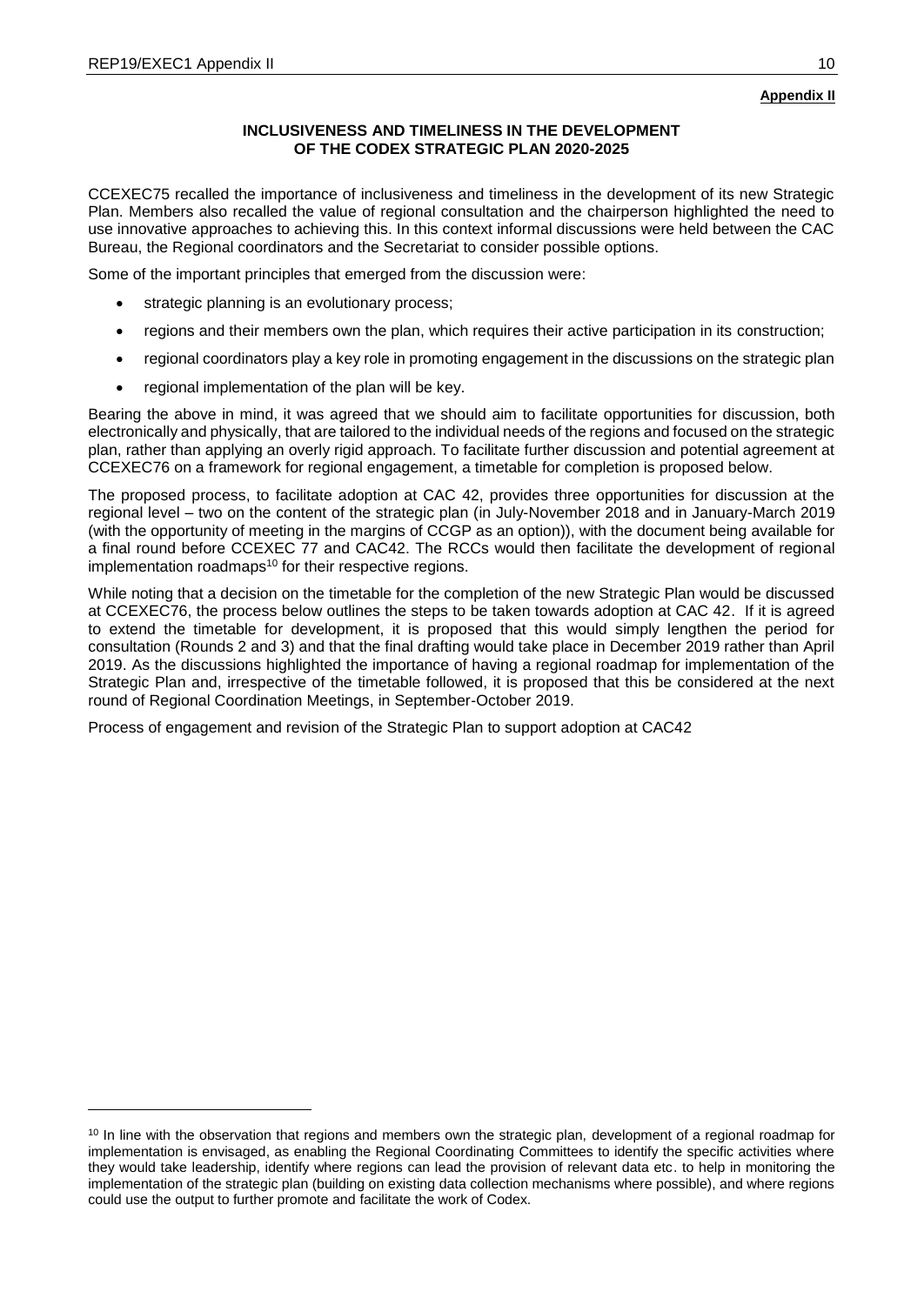**Appendix II**

## INCLUSIVENESS AND TIMELINESS IN THE DEVELOPMENT OF THE CODEX STRATEGIC PLAN 2020-2025

CCEXEC75 recalled the importance of inclusiveness and timeliness in the development of its new Strategic Plan. Members also recalled the value of regional consultation and the chairperson highlighted the need to use innovative approaches to achieving this. In this context informal discussions were held between the CAC Bureau, the Regional coordinators and the Secretariat to consider possible options.

Some of the important principles that emerged from the discussion were:

- strategic planning is an evolutionary process;
- regions and their members own the plan, which requires their active participation in its construction;
- regional coordinators play a key role in promoting engagement in the discussions on the strategic plan
- regional implementation of the plan will be key.

Bearing the above in mind, it was agreed that we should aim to facilitate opportunities for discussion, both electronically and physically, that are tailored to the individual needs of the regions and focused on the strategic plan, rather than applying an overly rigid approach. To facilitate further discussion and potential agreement at CCEXEC76 on a framework for regional engagement, a timetable for completion is proposed below.

The proposed process, to facilitate adoption at CAC 42, provides three opportunities for discussion at the regional level – two on the content of the strategic plan (in July-November 2018 and in January-March 2019 (with the opportunity of meeting in the margins of CCGP as an option)), with the document being available for a final round before CCEXEC 77 and CAC42. The RCCs would then facilitate the development of regional implementation roadmaps[10] for their respective regions.

While noting that a decision on the timetable for the completion of the new Strategic Plan would be discussed at CCEXEC76, the process below outlines the steps to be taken towards adoption at CAC 42. If it is agreed to extend the timetable for development, it is proposed that this would simply lengthen the period for consultation (Rounds 2 and 3) and that the final drafting would take place in December 2019 rather than April 2019. As the discussions highlighted the importance of having a regional roadmap for implementation of the Strategic Plan and, irrespective of the timetable followed, it is proposed that this be considered at the next round of Regional Coordination Meetings, in September-October 2019.

Process of engagement and revision of the Strategic Plan to support adoption at CAC42

[10] In line with the observation that regions and members own the strategic plan, development of a regional roadmap for implementation is envisaged, as enabling the Regional Coordinating Committees to identify the specific activities where they would take leadership, identify where regions can lead the provision of relevant data etc. to help in monitoring the implementation of the strategic plan (building on existing data collection mechanisms where possible), and where regions could use the output to further promote and facilitate the work of Codex.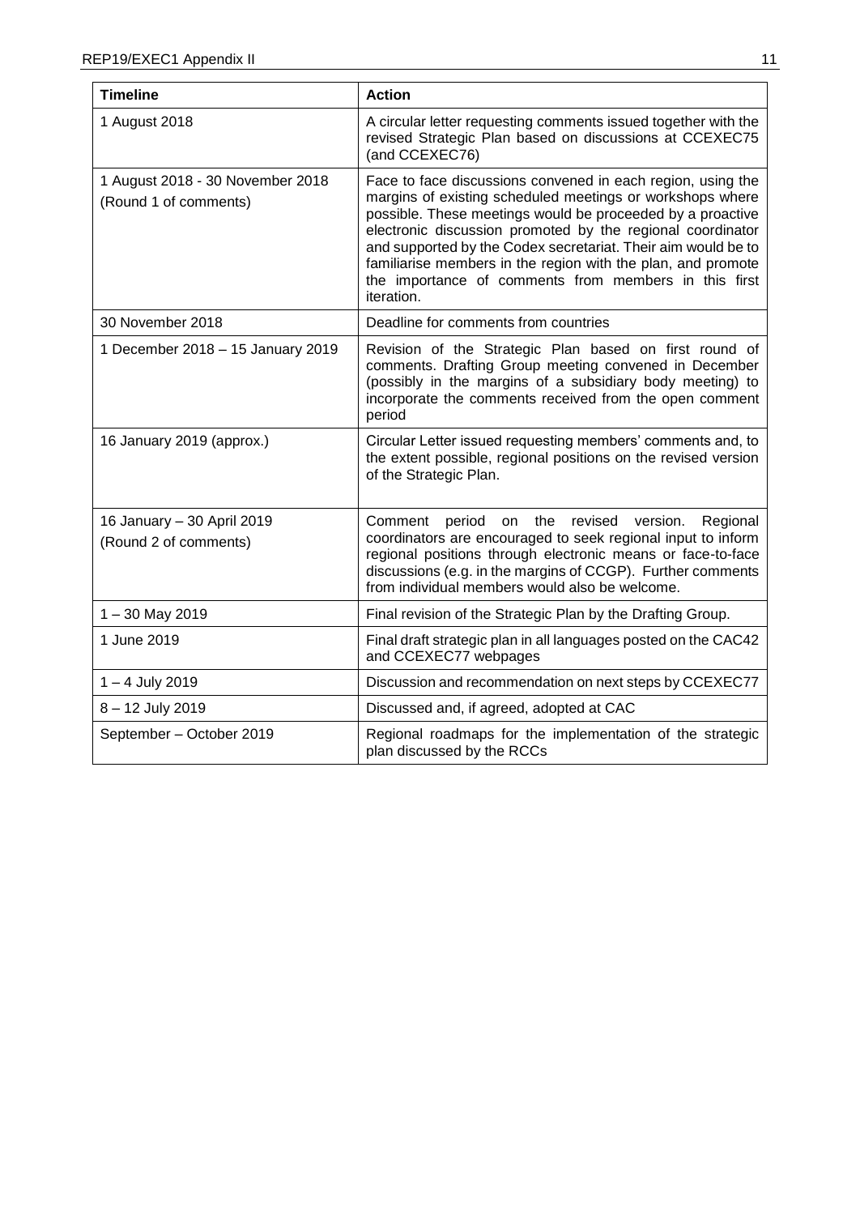| Timeline | Action |
| --- | --- |
| 1 August 2018 | A circular letter requesting comments issued together with the revised Strategic Plan based on discussions at CCEXEC75 (and CCEXEC76) |
| 1 August 2018 - 30 November 2018 (Round 1 of comments) | Face to face discussions convened in each region, using the margins of existing scheduled meetings or workshops where possible. These meetings would be proceeded by a proactive electronic discussion promoted by the regional coordinator and supported by the Codex secretariat. Their aim would be to familiarise members in the region with the plan, and promote the importance of comments from members in this first iteration. |
| 30 November 2018 | Deadline for comments from countries |
| 1 December 2018 – 15 January 2019 | Revision of the Strategic Plan based on first round of comments. Drafting Group meeting convened in December (possibly in the margins of a subsidiary body meeting) to incorporate the comments received from the open comment period |
| 16 January 2019 (approx.) | Circular Letter issued requesting members' comments and, to the extent possible, regional positions on the revised version of the Strategic Plan. |
| 16 January – 30 April 2019 (Round 2 of comments) | Comment period on the revised version. Regional coordinators are encouraged to seek regional input to inform regional positions through electronic means or face-to-face discussions (e.g. in the margins of CCGP). Further comments from individual members would also be welcome. |
| 1 – 30 May 2019 | Final revision of the Strategic Plan by the Drafting Group. |
| 1 June 2019 | Final draft strategic plan in all languages posted on the CAC42 and CCEXEC77 webpages |
| 1 – 4 July 2019 | Discussion and recommendation on next steps by CCEXEC77 |
| 8 – 12 July 2019 | Discussed and, if agreed, adopted at CAC |
| September – October 2019 | Regional roadmaps for the implementation of the strategic plan discussed by the RCCs |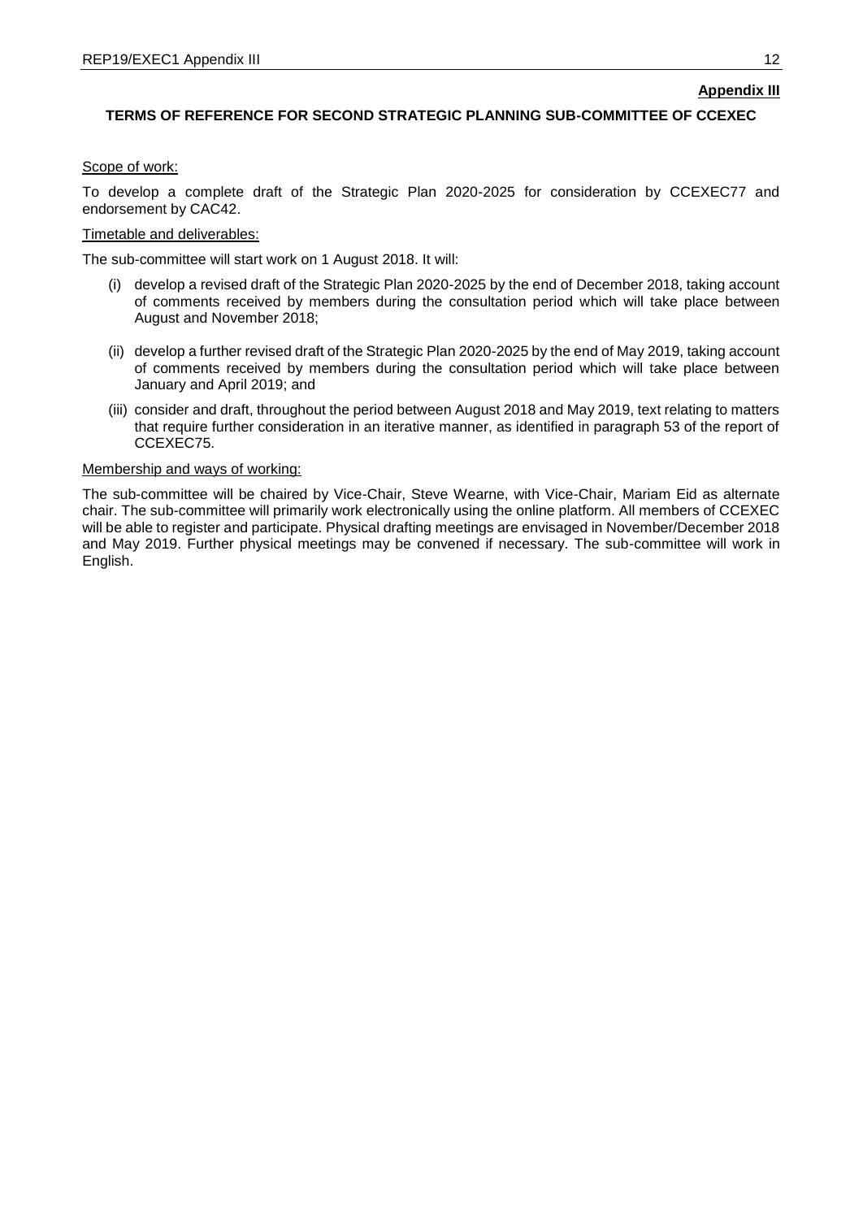**Appendix III**

## TERMS OF REFERENCE FOR SECOND STRATEGIC PLANNING SUB-COMMITTEE OF CCEXEC

Scope of work:

To develop a complete draft of the Strategic Plan 2020-2025 for consideration by CCEXEC77 and endorsement by CAC42.

Timetable and deliverables:

The sub-committee will start work on 1 August 2018. It will:

(i) develop a revised draft of the Strategic Plan 2020-2025 by the end of December 2018, taking account of comments received by members during the consultation period which will take place between August and November 2018;

(ii) develop a further revised draft of the Strategic Plan 2020-2025 by the end of May 2019, taking account of comments received by members during the consultation period which will take place between January and April 2019; and

(iii) consider and draft, throughout the period between August 2018 and May 2019, text relating to matters that require further consideration in an iterative manner, as identified in paragraph 53 of the report of CCEXEC75.

Membership and ways of working:

The sub-committee will be chaired by Vice-Chair, Steve Wearne, with Vice-Chair, Mariam Eid as alternate chair. The sub-committee will primarily work electronically using the online platform. All members of CCEXEC will be able to register and participate. Physical drafting meetings are envisaged in November/December 2018 and May 2019. Further physical meetings may be convened if necessary. The sub-committee will work in English.